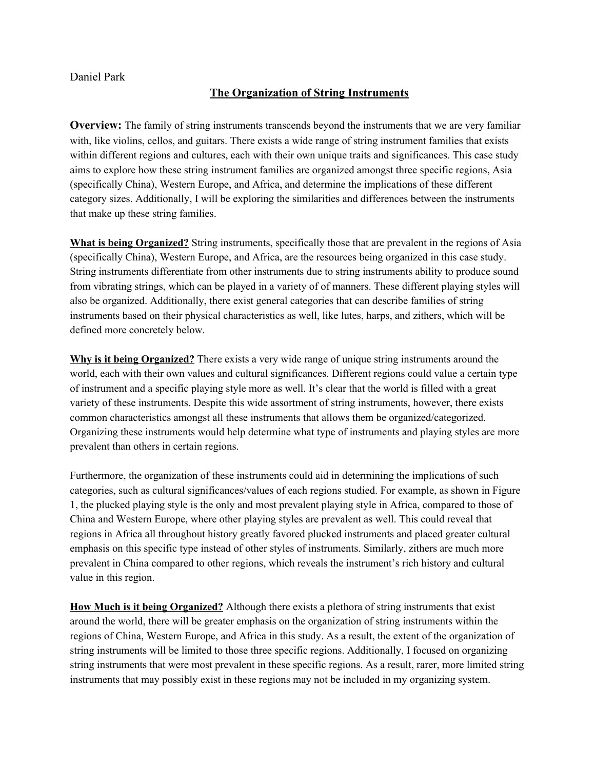Daniel Park

# The Organization of String Instruments

**Overview:** The family of string instruments transcends beyond the instruments that we are very familiar with, like violins, cellos, and guitars. There exists a wide range of string instrument families that exists within different regions and cultures, each with their own unique traits and significances. This case study aims to explore how these string instrument families are organized amongst three specific regions, Asia (specifically China), Western Europe, and Africa, and determine the implications of these different category sizes. Additionally, I will be exploring the similarities and differences between the instruments that make up these string families.

**What is being Organized?** String instruments, specifically those that are prevalent in the regions of Asia (specifically China), Western Europe, and Africa, are the resources being organized in this case study. String instruments differentiate from other instruments due to string instruments ability to produce sound from vibrating strings, which can be played in a variety of of manners. These different playing styles will also be organized. Additionally, there exist general categories that can describe families of string instruments based on their physical characteristics as well, like lutes, harps, and zithers, which will be defined more concretely below.

**Why is it being Organized?** There exists a very wide range of unique string instruments around the world, each with their own values and cultural significances. Different regions could value a certain type of instrument and a specific playing style more as well. It's clear that the world is filled with a great variety of these instruments. Despite this wide assortment of string instruments, however, there exists common characteristics amongst all these instruments that allows them be organized/categorized. Organizing these instruments would help determine what type of instruments and playing styles are more prevalent than others in certain regions.

Furthermore, the organization of these instruments could aid in determining the implications of such categories, such as cultural significances/values of each regions studied. For example, as shown in Figure 1, the plucked playing style is the only and most prevalent playing style in Africa, compared to those of China and Western Europe, where other playing styles are prevalent as well. This could reveal that regions in Africa all throughout history greatly favored plucked instruments and placed greater cultural emphasis on this specific type instead of other styles of instruments. Similarly, zithers are much more prevalent in China compared to other regions, which reveals the instrument's rich history and cultural value in this region.

**How Much is it being Organized?** Although there exists a plethora of string instruments that exist around the world, there will be greater emphasis on the organization of string instruments within the regions of China, Western Europe, and Africa in this study. As a result, the extent of the organization of string instruments will be limited to those three specific regions. Additionally, I focused on organizing string instruments that were most prevalent in these specific regions. As a result, rarer, more limited string instruments that may possibly exist in these regions may not be included in my organizing system.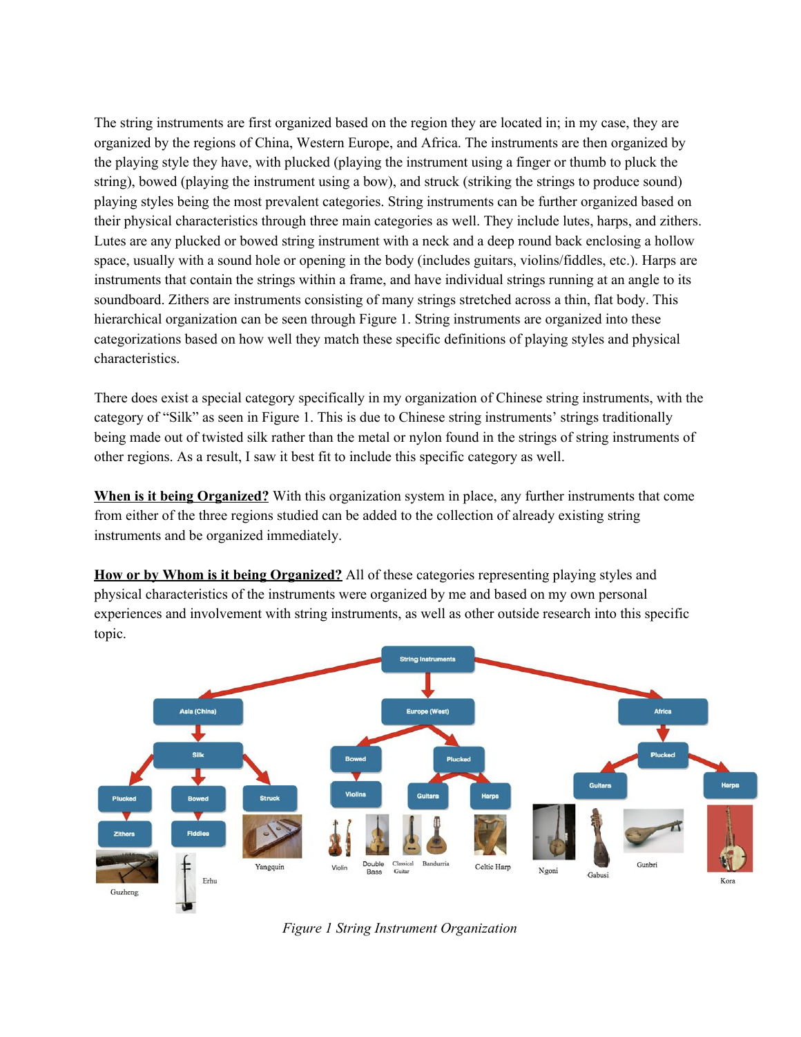The string instruments are first organized based on the region they are located in; in my case, they are organized by the regions of China, Western Europe, and Africa. The instruments are then organized by the playing style they have, with plucked (playing the instrument using a finger or thumb to pluck the string), bowed (playing the instrument using a bow), and struck (striking the strings to produce sound) playing styles being the most prevalent categories. String instruments can be further organized based on their physical characteristics through three main categories as well. They include lutes, harps, and zithers. Lutes are any plucked or bowed string instrument with a neck and a deep round back enclosing a hollow space, usually with a sound hole or opening in the body (includes guitars, violins/fiddles, etc.). Harps are instruments that contain the strings within a frame, and have individual strings running at an angle to its soundboard. Zithers are instruments consisting of many strings stretched across a thin, flat body. This hierarchical organization can be seen through Figure 1. String instruments are organized into these categorizations based on how well they match these specific definitions of playing styles and physical characteristics.

There does exist a special category specifically in my organization of Chinese string instruments, with the category of "Silk" as seen in Figure 1. This is due to Chinese string instruments' strings traditionally being made out of twisted silk rather than the metal or nylon found in the strings of string instruments of other regions. As a result, I saw it best fit to include this specific category as well.

**When is it being Organized?** With this organization system in place, any further instruments that come from either of the three regions studied can be added to the collection of already existing string instruments and be organized immediately.

**How or by Whom is it being Organized?** All of these categories representing playing styles and physical characteristics of the instruments were organized by me and based on my own personal experiences and involvement with string instruments, as well as other outside research into this specific topic.

*Figure 1 String Instrument Organization*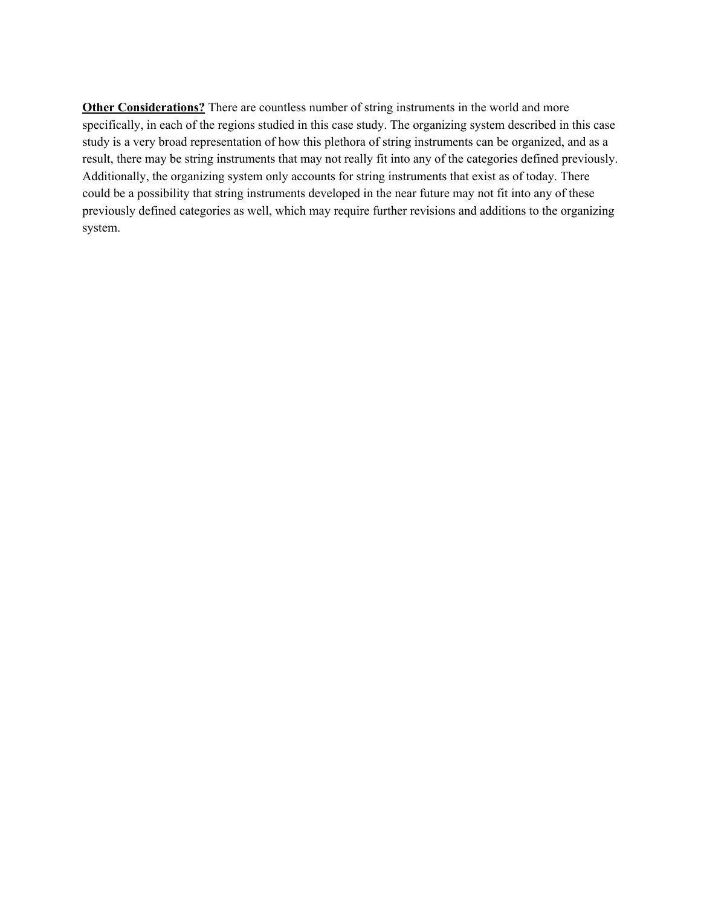**<u>Other Considerations?</u>** There are countless number of string instruments in the world and more specifically, in each of the regions studied in this case study. The organizing system described in this case study is a very broad representation of how this plethora of string instruments can be organized, and as a result, there may be string instruments that may not really fit into any of the categories defined previously. Additionally, the organizing system only accounts for string instruments that exist as of today. There could be a possibility that string instruments developed in the near future may not fit into any of these previously defined categories as well, which may require further revisions and additions to the organizing system.